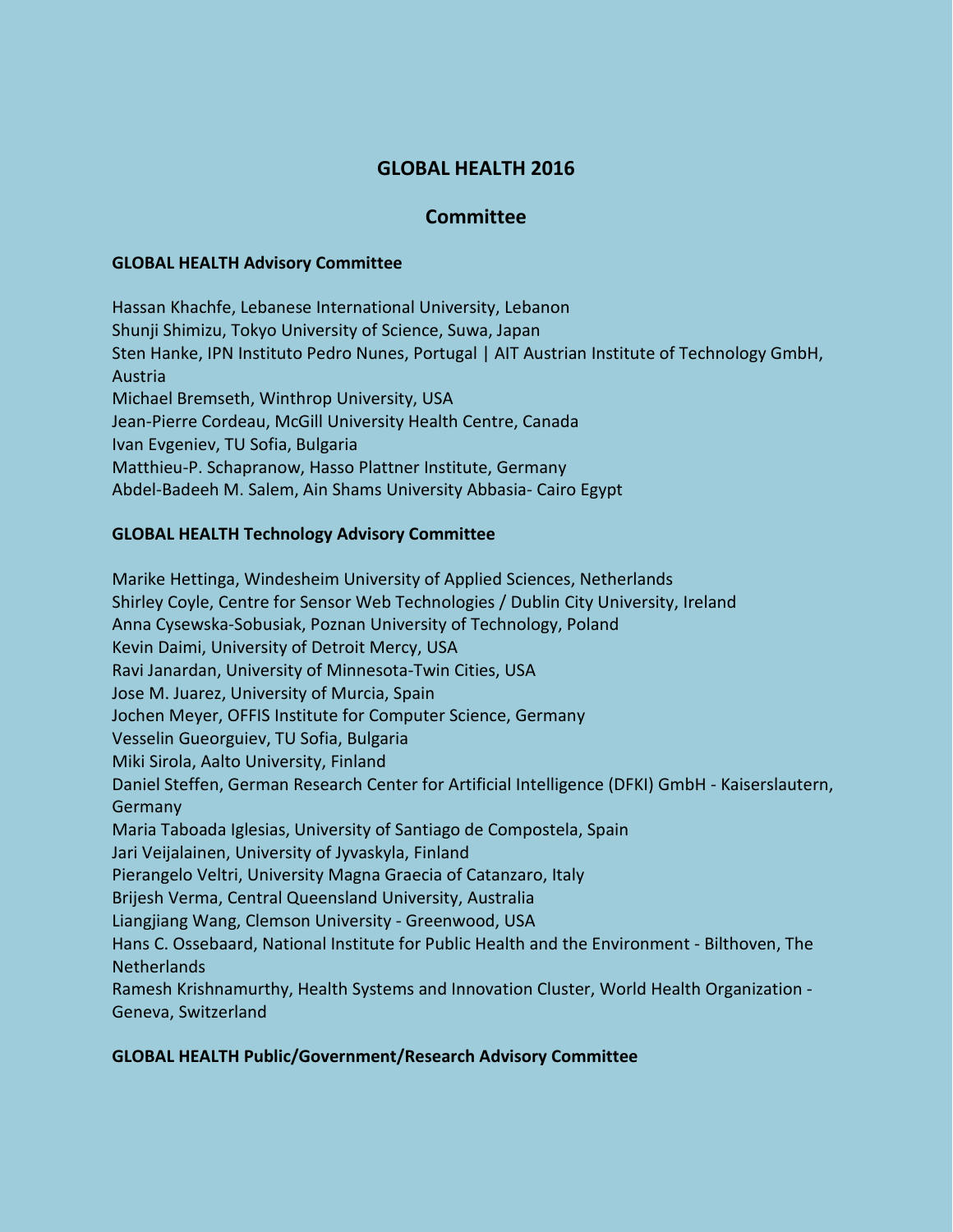# GLOBAL HEALTH 2016

## Committee

### GLOBAL HEALTH Advisory Committee

Hassan Khachfe, Lebanese International University, Lebanon
Shunji Shimizu, Tokyo University of Science, Suwa, Japan
Sten Hanke, IPN Instituto Pedro Nunes, Portugal | AIT Austrian Institute of Technology GmbH, Austria
Michael Bremseth, Winthrop University, USA
Jean-Pierre Cordeau, McGill University Health Centre, Canada
Ivan Evgeniev, TU Sofia, Bulgaria
Matthieu-P. Schapranow, Hasso Plattner Institute, Germany
Abdel-Badeeh M. Salem, Ain Shams University Abbasia- Cairo Egypt

### GLOBAL HEALTH Technology Advisory Committee

Marike Hettinga, Windesheim University of Applied Sciences, Netherlands
Shirley Coyle, Centre for Sensor Web Technologies / Dublin City University, Ireland
Anna Cysewska-Sobusiak, Poznan University of Technology, Poland
Kevin Daimi, University of Detroit Mercy, USA
Ravi Janardan, University of Minnesota-Twin Cities, USA
Jose M. Juarez, University of Murcia, Spain
Jochen Meyer, OFFIS Institute for Computer Science, Germany
Vesselin Gueorguiev, TU Sofia, Bulgaria
Miki Sirola, Aalto University, Finland
Daniel Steffen, German Research Center for Artificial Intelligence (DFKI) GmbH - Kaiserslautern, Germany
Maria Taboada Iglesias, University of Santiago de Compostela, Spain
Jari Veijalainen, University of Jyvaskyla, Finland
Pierangelo Veltri, University Magna Graecia of Catanzaro, Italy
Brijesh Verma, Central Queensland University, Australia
Liangjiang Wang, Clemson University - Greenwood, USA
Hans C. Ossebaard, National Institute for Public Health and the Environment - Bilthoven, The Netherlands
Ramesh Krishnamurthy, Health Systems and Innovation Cluster, World Health Organization - Geneva, Switzerland

### GLOBAL HEALTH Public/Government/Research Advisory Committee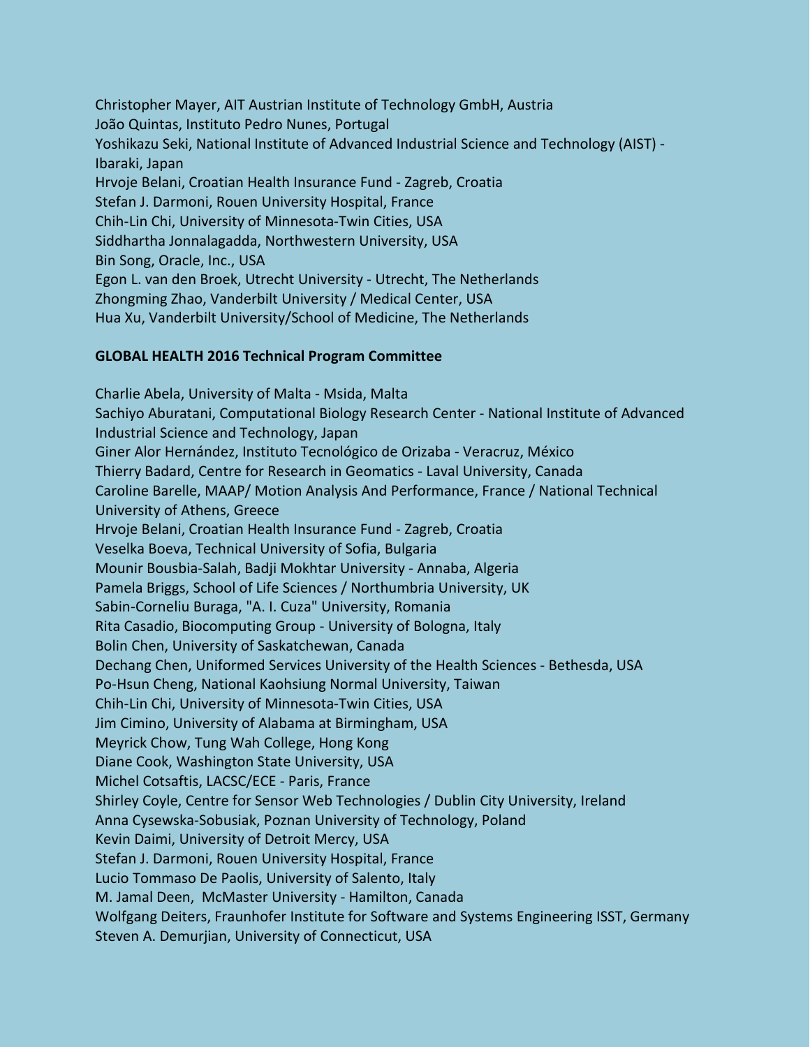Christopher Mayer, AIT Austrian Institute of Technology GmbH, Austria
João Quintas, Instituto Pedro Nunes, Portugal
Yoshikazu Seki, National Institute of Advanced Industrial Science and Technology (AIST) - Ibaraki, Japan
Hrvoje Belani, Croatian Health Insurance Fund - Zagreb, Croatia
Stefan J. Darmoni, Rouen University Hospital, France
Chih-Lin Chi, University of Minnesota-Twin Cities, USA
Siddhartha Jonnalagadda, Northwestern University, USA
Bin Song, Oracle, Inc., USA
Egon L. van den Broek, Utrecht University - Utrecht, The Netherlands
Zhongming Zhao, Vanderbilt University / Medical Center, USA
Hua Xu, Vanderbilt University/School of Medicine, The Netherlands

**GLOBAL HEALTH 2016 Technical Program Committee**

Charlie Abela, University of Malta - Msida, Malta
Sachiyo Aburatani, Computational Biology Research Center - National Institute of Advanced Industrial Science and Technology, Japan
Giner Alor Hernández, Instituto Tecnológico de Orizaba - Veracruz, México
Thierry Badard, Centre for Research in Geomatics - Laval University, Canada
Caroline Barelle, MAAP/ Motion Analysis And Performance, France / National Technical University of Athens, Greece
Hrvoje Belani, Croatian Health Insurance Fund - Zagreb, Croatia
Veselka Boeva, Technical University of Sofia, Bulgaria
Mounir Bousbia-Salah, Badji Mokhtar University - Annaba, Algeria
Pamela Briggs, School of Life Sciences / Northumbria University, UK
Sabin-Corneliu Buraga, "A. I. Cuza" University, Romania
Rita Casadio, Biocomputing Group - University of Bologna, Italy
Bolin Chen, University of Saskatchewan, Canada
Dechang Chen, Uniformed Services University of the Health Sciences - Bethesda, USA
Po-Hsun Cheng, National Kaohsiung Normal University, Taiwan
Chih-Lin Chi, University of Minnesota-Twin Cities, USA
Jim Cimino, University of Alabama at Birmingham, USA
Meyrick Chow, Tung Wah College, Hong Kong
Diane Cook, Washington State University, USA
Michel Cotsaftis, LACSC/ECE - Paris, France
Shirley Coyle, Centre for Sensor Web Technologies / Dublin City University, Ireland
Anna Cysewska-Sobusiak, Poznan University of Technology, Poland
Kevin Daimi, University of Detroit Mercy, USA
Stefan J. Darmoni, Rouen University Hospital, France
Lucio Tommaso De Paolis, University of Salento, Italy
M. Jamal Deen, McMaster University - Hamilton, Canada
Wolfgang Deiters, Fraunhofer Institute for Software and Systems Engineering ISST, Germany
Steven A. Demurjian, University of Connecticut, USA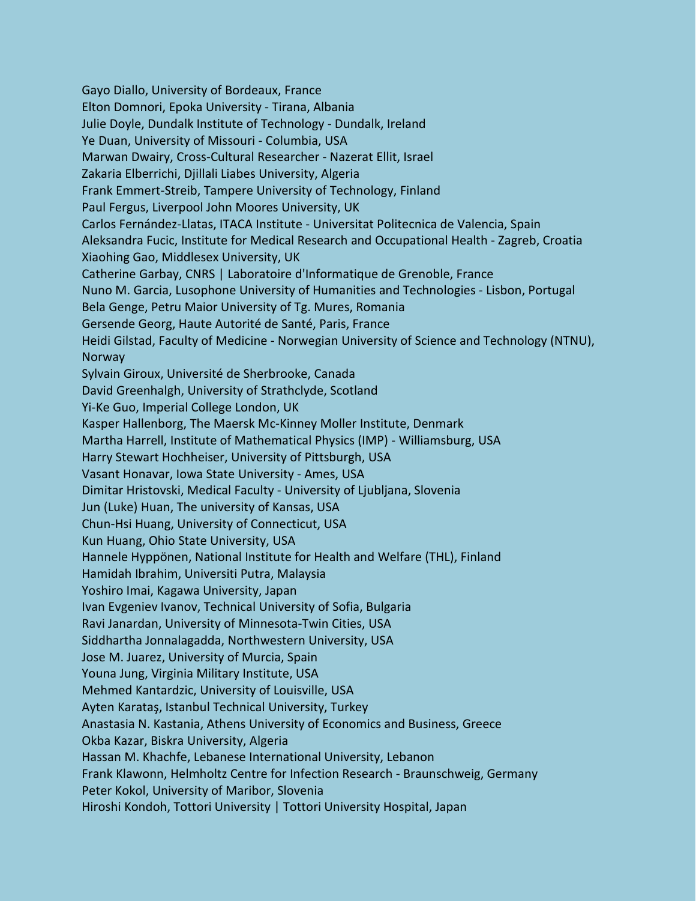Gayo Diallo, University of Bordeaux, France
Elton Domnori, Epoka University - Tirana, Albania
Julie Doyle, Dundalk Institute of Technology - Dundalk, Ireland
Ye Duan, University of Missouri - Columbia, USA
Marwan Dwairy, Cross-Cultural Researcher - Nazerat Ellit, Israel
Zakaria Elberrichi, Djillali Liabes University, Algeria
Frank Emmert-Streib, Tampere University of Technology, Finland
Paul Fergus, Liverpool John Moores University, UK
Carlos Fernández-Llatas, ITACA Institute - Universitat Politecnica de Valencia, Spain
Aleksandra Fucic, Institute for Medical Research and Occupational Health - Zagreb, Croatia
Xiaohing Gao, Middlesex University, UK
Catherine Garbay, CNRS | Laboratoire d'Informatique de Grenoble, France
Nuno M. Garcia, Lusophone University of Humanities and Technologies - Lisbon, Portugal
Bela Genge, Petru Maior University of Tg. Mures, Romania
Gersende Georg, Haute Autorité de Santé, Paris, France
Heidi Gilstad, Faculty of Medicine - Norwegian University of Science and Technology (NTNU), Norway
Sylvain Giroux, Université de Sherbrooke, Canada
David Greenhalgh, University of Strathclyde, Scotland
Yi-Ke Guo, Imperial College London, UK
Kasper Hallenborg, The Maersk Mc-Kinney Moller Institute, Denmark
Martha Harrell, Institute of Mathematical Physics (IMP) - Williamsburg, USA
Harry Stewart Hochheiser, University of Pittsburgh, USA
Vasant Honavar, Iowa State University - Ames, USA
Dimitar Hristovski, Medical Faculty - University of Ljubljana, Slovenia
Jun (Luke) Huan, The university of Kansas, USA
Chun-Hsi Huang, University of Connecticut, USA
Kun Huang, Ohio State University, USA
Hannele Hyppönen, National Institute for Health and Welfare (THL), Finland
Hamidah Ibrahim, Universiti Putra, Malaysia
Yoshiro Imai, Kagawa University, Japan
Ivan Evgeniev Ivanov, Technical University of Sofia, Bulgaria
Ravi Janardan, University of Minnesota-Twin Cities, USA
Siddhartha Jonnalagadda, Northwestern University, USA
Jose M. Juarez, University of Murcia, Spain
Youna Jung, Virginia Military Institute, USA
Mehmed Kantardzic, University of Louisville, USA
Ayten Karataş, Istanbul Technical University, Turkey
Anastasia N. Kastania, Athens University of Economics and Business, Greece
Okba Kazar, Biskra University, Algeria
Hassan M. Khachfe, Lebanese International University, Lebanon
Frank Klawonn, Helmholtz Centre for Infection Research - Braunschweig, Germany
Peter Kokol, University of Maribor, Slovenia
Hiroshi Kondoh, Tottori University | Tottori University Hospital, Japan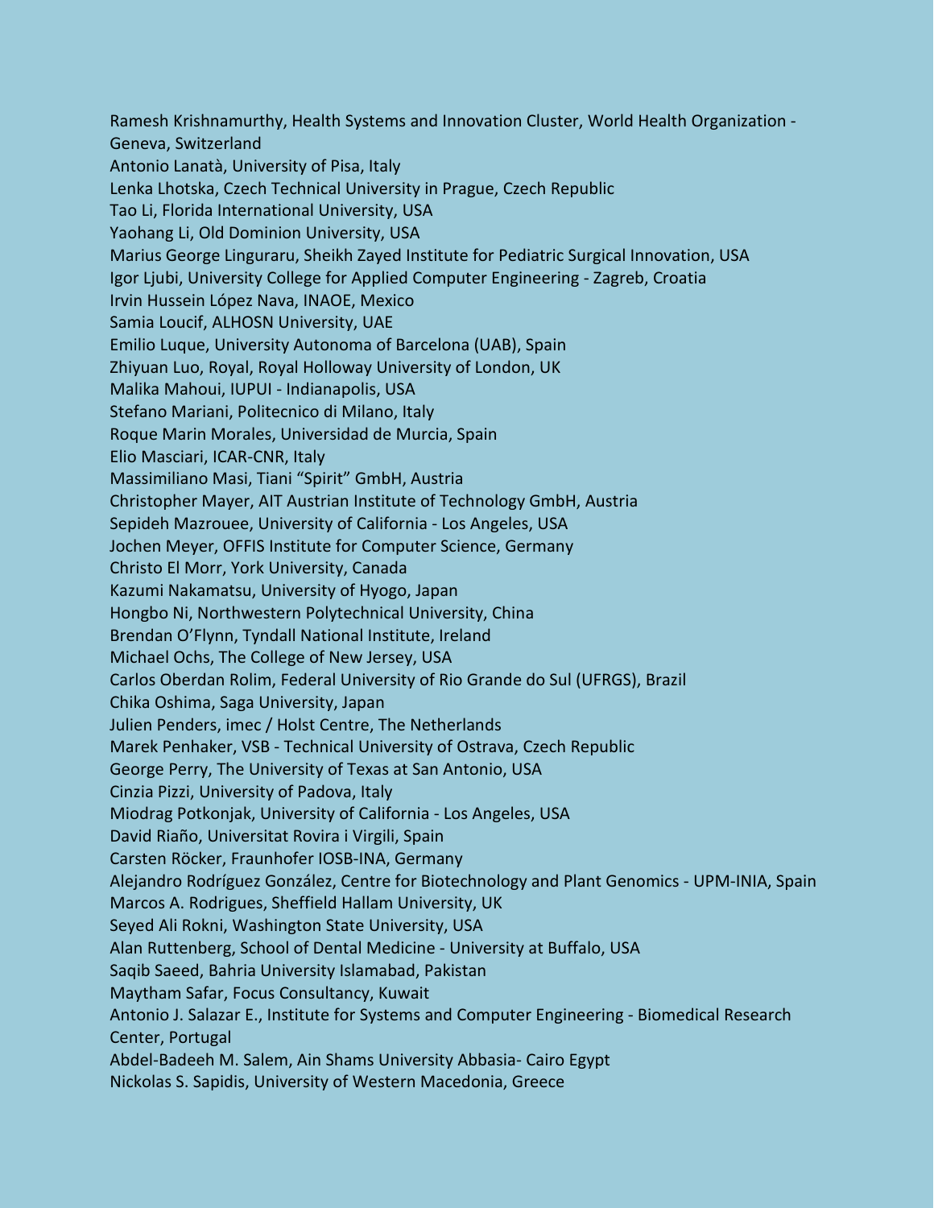Ramesh Krishnamurthy, Health Systems and Innovation Cluster, World Health Organization - Geneva, Switzerland
Antonio Lanatà, University of Pisa, Italy
Lenka Lhotska, Czech Technical University in Prague, Czech Republic
Tao Li, Florida International University, USA
Yaohang Li, Old Dominion University, USA
Marius George Linguraru, Sheikh Zayed Institute for Pediatric Surgical Innovation, USA
Igor Ljubi, University College for Applied Computer Engineering - Zagreb, Croatia
Irvin Hussein López Nava, INAOE, Mexico
Samia Loucif, ALHOSN University, UAE
Emilio Luque, University Autonoma of Barcelona (UAB), Spain
Zhiyuan Luo, Royal, Royal Holloway University of London, UK
Malika Mahoui, IUPUI - Indianapolis, USA
Stefano Mariani, Politecnico di Milano, Italy
Roque Marin Morales, Universidad de Murcia, Spain
Elio Masciari, ICAR-CNR, Italy
Massimiliano Masi, Tiani "Spirit" GmbH, Austria
Christopher Mayer, AIT Austrian Institute of Technology GmbH, Austria
Sepideh Mazrouee, University of California - Los Angeles, USA
Jochen Meyer, OFFIS Institute for Computer Science, Germany
Christo El Morr, York University, Canada
Kazumi Nakamatsu, University of Hyogo, Japan
Hongbo Ni, Northwestern Polytechnical University, China
Brendan O'Flynn, Tyndall National Institute, Ireland
Michael Ochs, The College of New Jersey, USA
Carlos Oberdan Rolim, Federal University of Rio Grande do Sul (UFRGS), Brazil
Chika Oshima, Saga University, Japan
Julien Penders, imec / Holst Centre, The Netherlands
Marek Penhaker, VSB - Technical University of Ostrava, Czech Republic
George Perry, The University of Texas at San Antonio, USA
Cinzia Pizzi, University of Padova, Italy
Miodrag Potkonjak, University of California - Los Angeles, USA
David Riaño, Universitat Rovira i Virgili, Spain
Carsten Röcker, Fraunhofer IOSB-INA, Germany
Alejandro Rodríguez González, Centre for Biotechnology and Plant Genomics - UPM-INIA, Spain
Marcos A. Rodrigues, Sheffield Hallam University, UK
Seyed Ali Rokni, Washington State University, USA
Alan Ruttenberg, School of Dental Medicine - University at Buffalo, USA
Saqib Saeed, Bahria University Islamabad, Pakistan
Maytham Safar, Focus Consultancy, Kuwait
Antonio J. Salazar E., Institute for Systems and Computer Engineering - Biomedical Research Center, Portugal
Abdel-Badeeh M. Salem, Ain Shams University Abbasia- Cairo Egypt
Nickolas S. Sapidis, University of Western Macedonia, Greece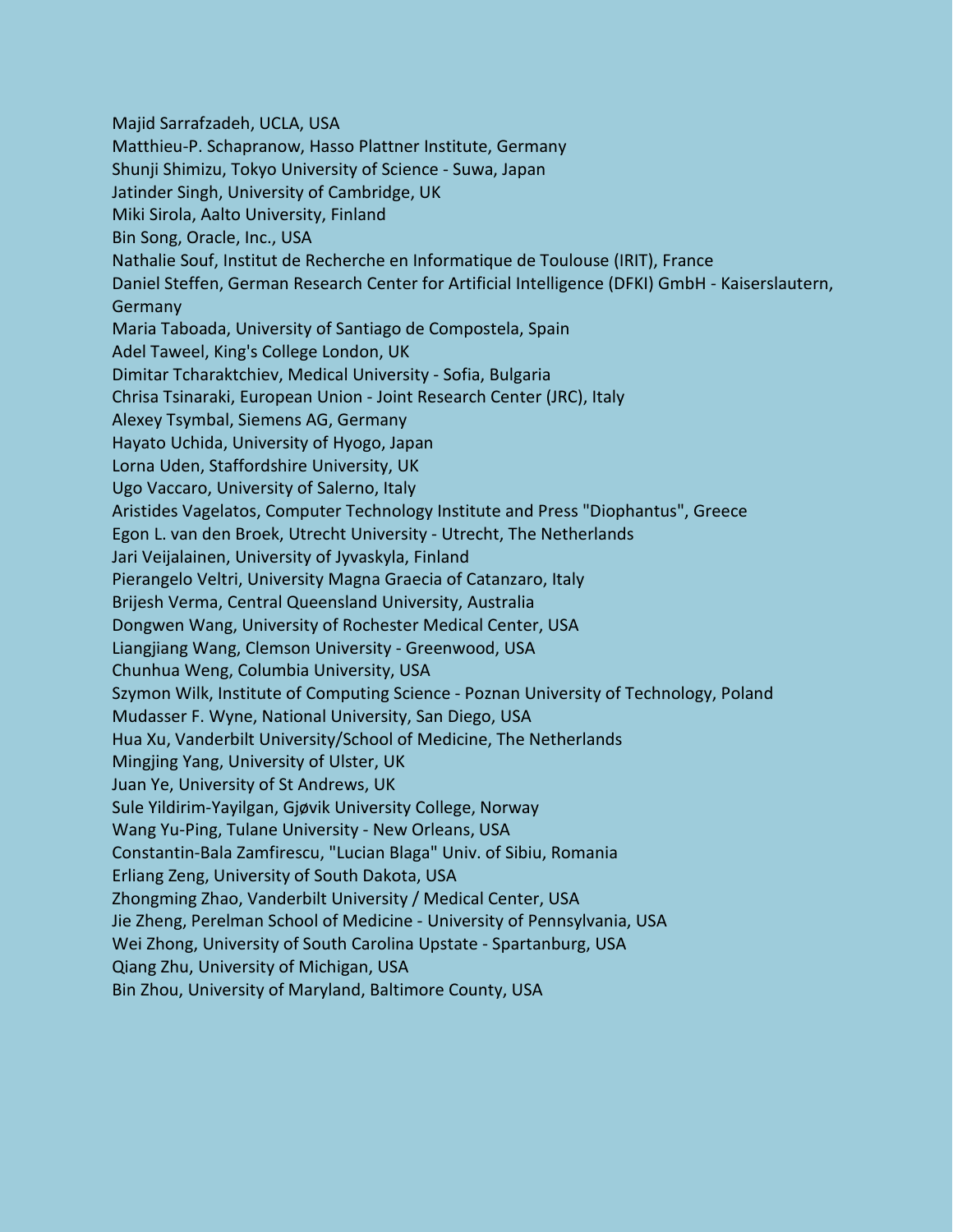Majid Sarrafzadeh, UCLA, USA
Matthieu-P. Schapranow, Hasso Plattner Institute, Germany
Shunji Shimizu, Tokyo University of Science - Suwa, Japan
Jatinder Singh, University of Cambridge, UK
Miki Sirola, Aalto University, Finland
Bin Song, Oracle, Inc., USA
Nathalie Souf, Institut de Recherche en Informatique de Toulouse (IRIT), France
Daniel Steffen, German Research Center for Artificial Intelligence (DFKI) GmbH - Kaiserslautern, Germany
Maria Taboada, University of Santiago de Compostela, Spain
Adel Taweel, King's College London, UK
Dimitar Tcharaktchiev, Medical University - Sofia, Bulgaria
Chrisa Tsinaraki, European Union - Joint Research Center (JRC), Italy
Alexey Tsymbal, Siemens AG, Germany
Hayato Uchida, University of Hyogo, Japan
Lorna Uden, Staffordshire University, UK
Ugo Vaccaro, University of Salerno, Italy
Aristides Vagelatos, Computer Technology Institute and Press "Diophantus", Greece
Egon L. van den Broek, Utrecht University - Utrecht, The Netherlands
Jari Veijalainen, University of Jyvaskyla, Finland
Pierangelo Veltri, University Magna Graecia of Catanzaro, Italy
Brijesh Verma, Central Queensland University, Australia
Dongwen Wang, University of Rochester Medical Center, USA
Liangjiang Wang, Clemson University - Greenwood, USA
Chunhua Weng, Columbia University, USA
Szymon Wilk, Institute of Computing Science - Poznan University of Technology, Poland
Mudasser F. Wyne, National University, San Diego, USA
Hua Xu, Vanderbilt University/School of Medicine, The Netherlands
Mingjing Yang, University of Ulster, UK
Juan Ye, University of St Andrews, UK
Sule Yildirim-Yayilgan, Gjøvik University College, Norway
Wang Yu-Ping, Tulane University - New Orleans, USA
Constantin-Bala Zamfirescu, "Lucian Blaga" Univ. of Sibiu, Romania
Erliang Zeng, University of South Dakota, USA
Zhongming Zhao, Vanderbilt University / Medical Center, USA
Jie Zheng, Perelman School of Medicine - University of Pennsylvania, USA
Wei Zhong, University of South Carolina Upstate - Spartanburg, USA
Qiang Zhu, University of Michigan, USA
Bin Zhou, University of Maryland, Baltimore County, USA